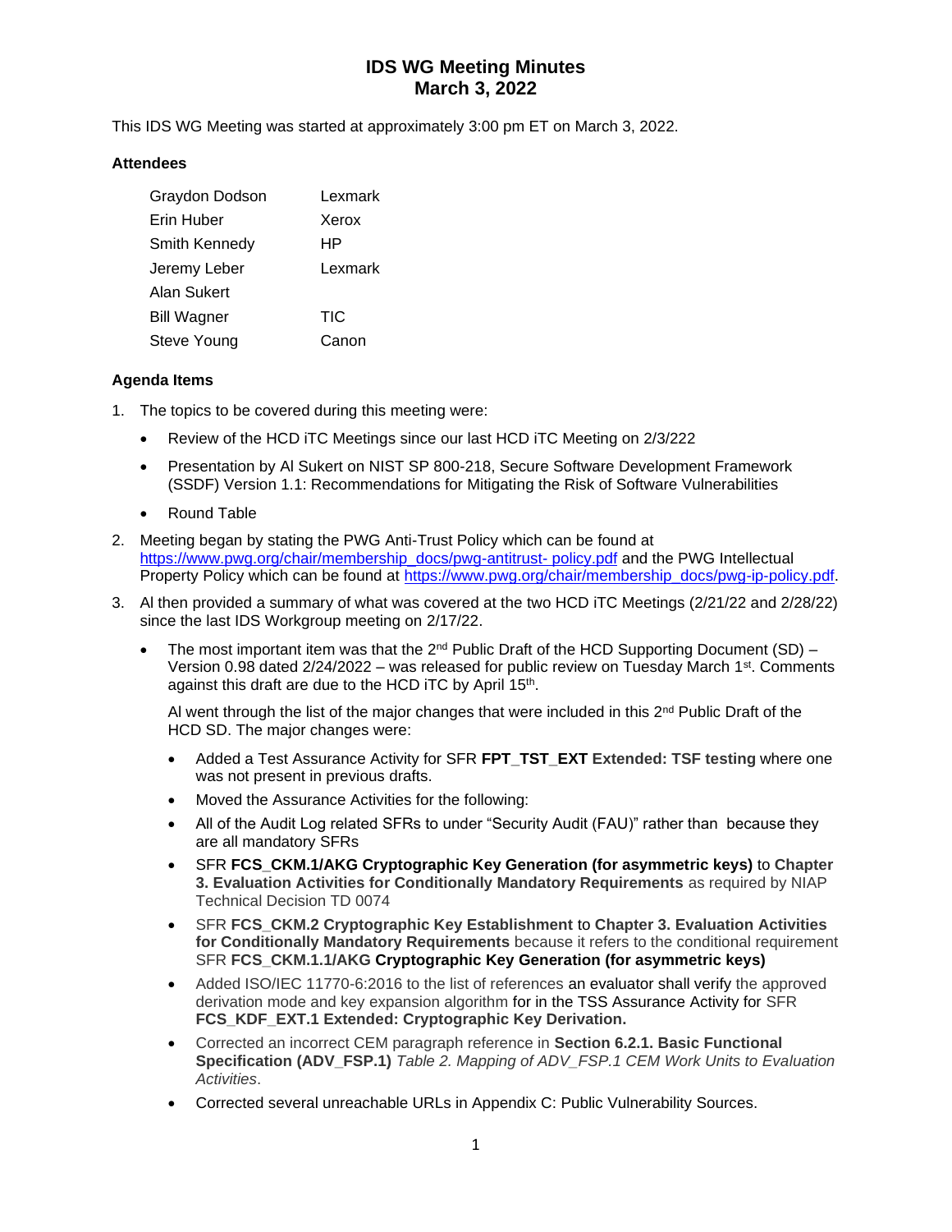# IDS WG Meeting Minutes
# March 3, 2022

This IDS WG Meeting was started at approximately 3:00 pm ET on March 3, 2022.

### Attendees

| | |
|---|---|
| Graydon Dodson | Lexmark |
| Erin Huber | Xerox |
| Smith Kennedy | HP |
| Jeremy Leber | Lexmark |
| Alan Sukert | |
| Bill Wagner | TIC |
| Steve Young | Canon |

### Agenda Items

1. The topics to be covered during this meeting were:
   - Review of the HCD iTC Meetings since our last HCD iTC Meeting on 2/3/222
   - Presentation by Al Sukert on NIST SP 800-218, Secure Software Development Framework (SSDF) Version 1.1: Recommendations for Mitigating the Risk of Software Vulnerabilities
   - Round Table
2. Meeting began by stating the PWG Anti-Trust Policy which can be found at https://www.pwg.org/chair/membership_docs/pwg-antitrust- policy.pdf and the PWG Intellectual Property Policy which can be found at https://www.pwg.org/chair/membership_docs/pwg-ip-policy.pdf.
3. Al then provided a summary of what was covered at the two HCD iTC Meetings (2/21/22 and 2/28/22) since the last IDS Workgroup meeting on 2/17/22.
   - The most important item was that the 2nd Public Draft of the HCD Supporting Document (SD) – Version 0.98 dated 2/24/2022 – was released for public review on Tuesday March 1st. Comments against this draft are due to the HCD iTC by April 15th.

     Al went through the list of the major changes that were included in this 2nd Public Draft of the HCD SD. The major changes were:

     - Added a Test Assurance Activity for SFR **FPT_TST_EXT Extended: TSF testing** where one was not present in previous drafts.
     - Moved the Assurance Activities for the following:
     - All of the Audit Log related SFRs to under "Security Audit (FAU)" rather than because they are all mandatory SFRs
     - SFR **FCS_CKM.1/AKG Cryptographic Key Generation (for asymmetric keys)** to **Chapter 3. Evaluation Activities for Conditionally Mandatory Requirements** as required by NIAP Technical Decision TD 0074
     - SFR **FCS_CKM.2 Cryptographic Key Establishment** to **Chapter 3. Evaluation Activities for Conditionally Mandatory Requirements** because it refers to the conditional requirement SFR **FCS_CKM.1.1/AKG Cryptographic Key Generation (for asymmetric keys)**
     - Added ISO/IEC 11770-6:2016 to the list of references an evaluator shall verify the approved derivation mode and key expansion algorithm for in the TSS Assurance Activity for SFR **FCS_KDF_EXT.1 Extended: Cryptographic Key Derivation.**
     - Corrected an incorrect CEM paragraph reference in **Section 6.2.1. Basic Functional Specification (ADV_FSP.1)** *Table 2. Mapping of ADV_FSP.1 CEM Work Units to Evaluation Activities*.
     - Corrected several unreachable URLs in Appendix C: Public Vulnerability Sources.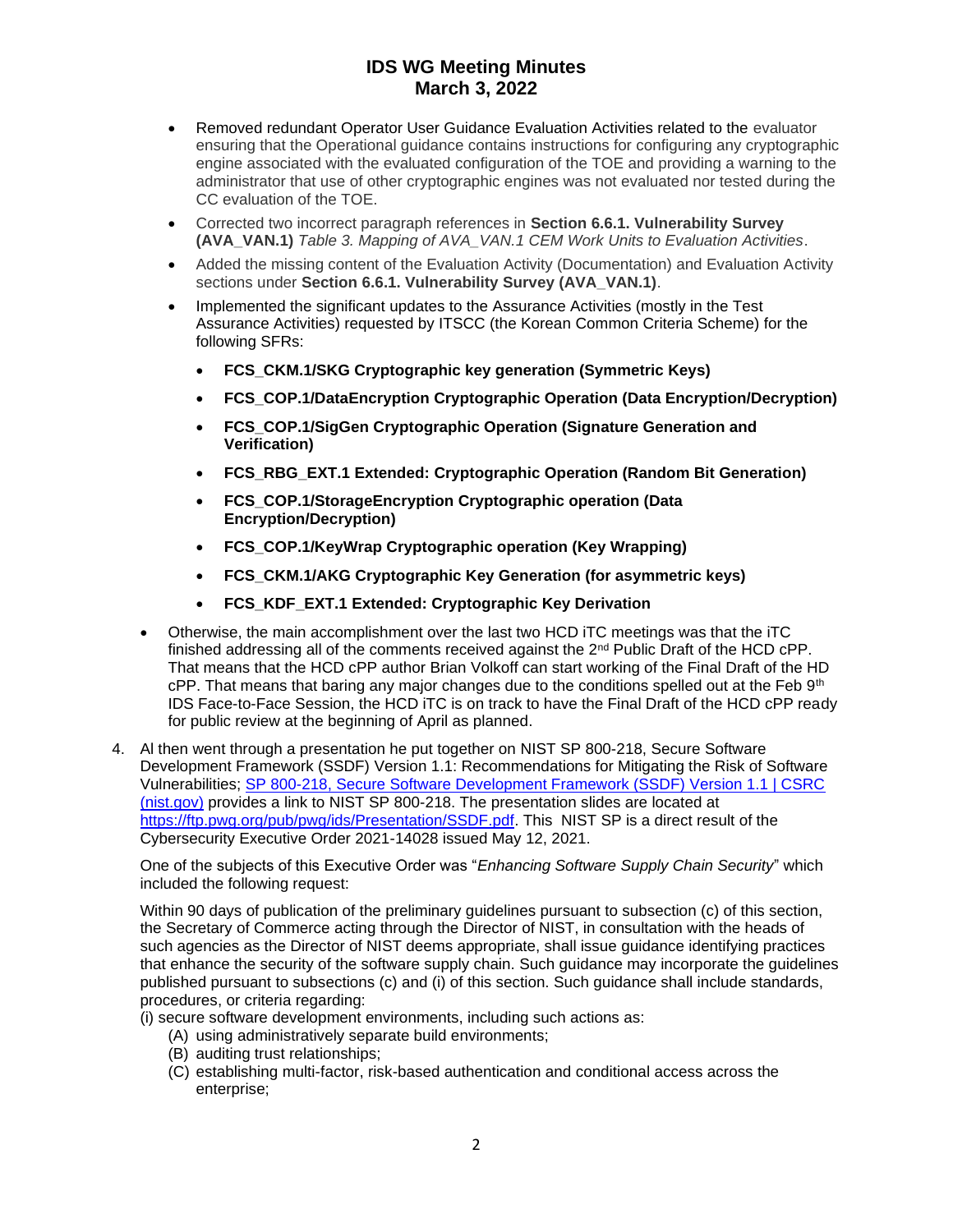- Removed redundant Operator User Guidance Evaluation Activities related to the evaluator ensuring that the Operational guidance contains instructions for configuring any cryptographic engine associated with the evaluated configuration of the TOE and providing a warning to the administrator that use of other cryptographic engines was not evaluated nor tested during the CC evaluation of the TOE.
- Corrected two incorrect paragraph references in **Section 6.6.1. Vulnerability Survey (AVA_VAN.1)** *Table 3. Mapping of AVA_VAN.1 CEM Work Units to Evaluation Activities*.
- Added the missing content of the Evaluation Activity (Documentation) and Evaluation Activity sections under **Section 6.6.1. Vulnerability Survey (AVA_VAN.1)**.
- Implemented the significant updates to the Assurance Activities (mostly in the Test Assurance Activities) requested by ITSCC (the Korean Common Criteria Scheme) for the following SFRs:
  - **FCS_CKM.1/SKG Cryptographic key generation (Symmetric Keys)**
  - **FCS_COP.1/DataEncryption Cryptographic Operation (Data Encryption/Decryption)**
  - **FCS_COP.1/SigGen Cryptographic Operation (Signature Generation and Verification)**
  - **FCS_RBG_EXT.1 Extended: Cryptographic Operation (Random Bit Generation)**
  - **FCS_COP.1/StorageEncryption Cryptographic operation (Data Encryption/Decryption)**
  - **FCS_COP.1/KeyWrap Cryptographic operation (Key Wrapping)**
  - **FCS_CKM.1/AKG Cryptographic Key Generation (for asymmetric keys)**
  - **FCS_KDF_EXT.1 Extended: Cryptographic Key Derivation**

- Otherwise, the main accomplishment over the last two HCD iTC meetings was that the iTC finished addressing all of the comments received against the 2nd Public Draft of the HCD cPP. That means that the HCD cPP author Brian Volkoff can start working of the Final Draft of the HD cPP. That means that baring any major changes due to the conditions spelled out at the Feb 9th IDS Face-to-Face Session, the HCD iTC is on track to have the Final Draft of the HCD cPP ready for public review at the beginning of April as planned.

4. Al then went through a presentation he put together on NIST SP 800-218, Secure Software Development Framework (SSDF) Version 1.1: Recommendations for Mitigating the Risk of Software Vulnerabilities; [SP 800-218, Secure Software Development Framework (SSDF) Version 1.1 | CSRC (nist.gov)](https://csrc.nist.gov) provides a link to NIST SP 800-218. The presentation slides are located at https://ftp.pwg.org/pub/pwg/ids/Presentation/SSDF.pdf. This NIST SP is a direct result of the Cybersecurity Executive Order 2021-14028 issued May 12, 2021.

   One of the subjects of this Executive Order was "*Enhancing Software Supply Chain Security*" which included the following request:

   Within 90 days of publication of the preliminary guidelines pursuant to subsection (c) of this section, the Secretary of Commerce acting through the Director of NIST, in consultation with the heads of such agencies as the Director of NIST deems appropriate, shall issue guidance identifying practices that enhance the security of the software supply chain. Such guidance may incorporate the guidelines published pursuant to subsections (c) and (i) of this section. Such guidance shall include standards, procedures, or criteria regarding:
   (i) secure software development environments, including such actions as:
   - (A) using administratively separate build environments;
   - (B) auditing trust relationships;
   - (C) establishing multi-factor, risk-based authentication and conditional access across the enterprise;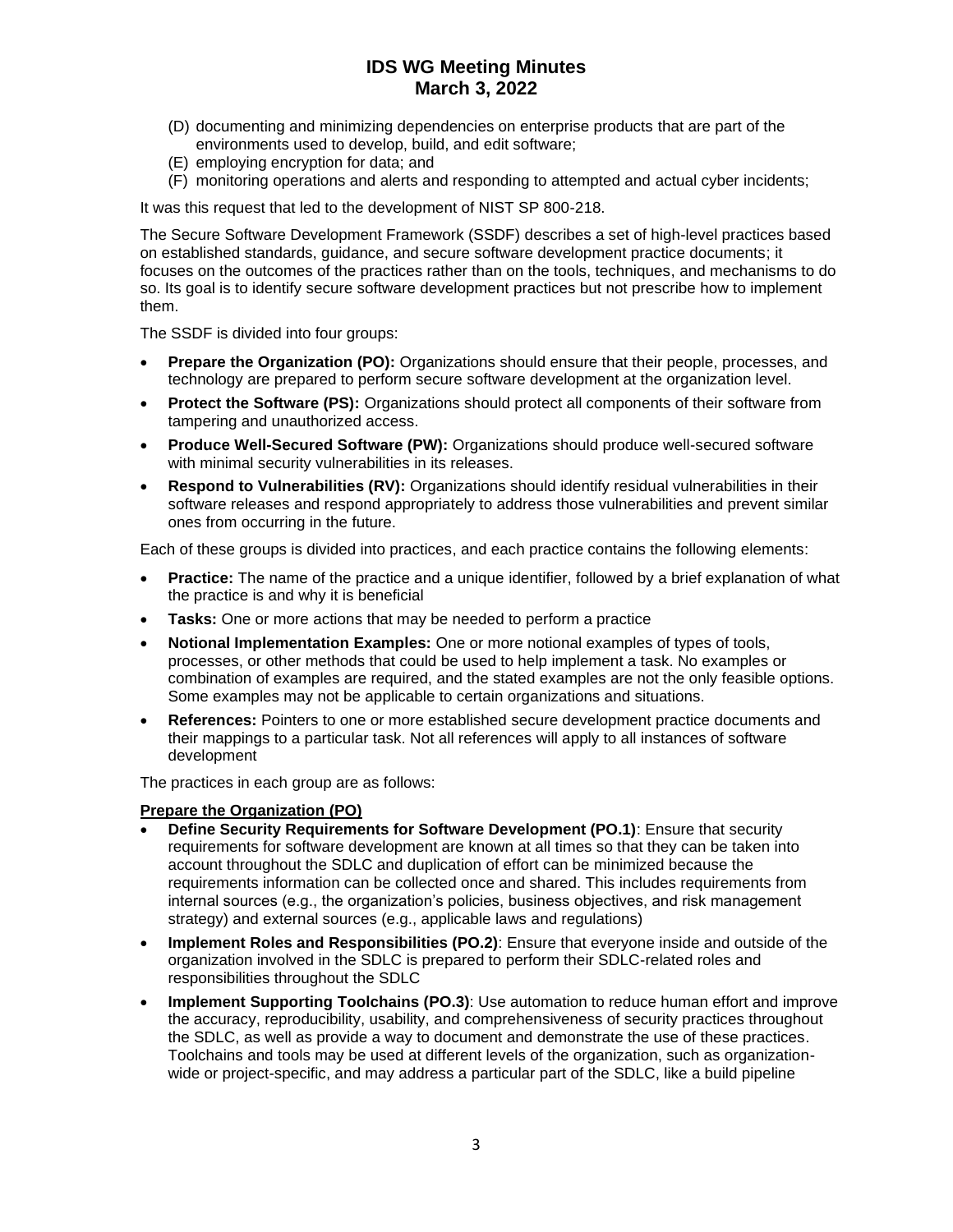(D) documenting and minimizing dependencies on enterprise products that are part of the environments used to develop, build, and edit software;
(E) employing encryption for data; and
(F) monitoring operations and alerts and responding to attempted and actual cyber incidents;

It was this request that led to the development of NIST SP 800-218.

The Secure Software Development Framework (SSDF) describes a set of high-level practices based on established standards, guidance, and secure software development practice documents; it focuses on the outcomes of the practices rather than on the tools, techniques, and mechanisms to do so. Its goal is to identify secure software development practices but not prescribe how to implement them.

The SSDF is divided into four groups:

- **Prepare the Organization (PO):** Organizations should ensure that their people, processes, and technology are prepared to perform secure software development at the organization level.
- **Protect the Software (PS):** Organizations should protect all components of their software from tampering and unauthorized access.
- **Produce Well-Secured Software (PW):** Organizations should produce well-secured software with minimal security vulnerabilities in its releases.
- **Respond to Vulnerabilities (RV):** Organizations should identify residual vulnerabilities in their software releases and respond appropriately to address those vulnerabilities and prevent similar ones from occurring in the future.

Each of these groups is divided into practices, and each practice contains the following elements:

- **Practice:** The name of the practice and a unique identifier, followed by a brief explanation of what the practice is and why it is beneficial
- **Tasks:** One or more actions that may be needed to perform a practice
- **Notional Implementation Examples:** One or more notional examples of types of tools, processes, or other methods that could be used to help implement a task. No examples or combination of examples are required, and the stated examples are not the only feasible options. Some examples may not be applicable to certain organizations and situations.
- **References:** Pointers to one or more established secure development practice documents and their mappings to a particular task. Not all references will apply to all instances of software development

The practices in each group are as follows:

**<u>Prepare the Organization (PO)</u>**

- **Define Security Requirements for Software Development (PO.1)**: Ensure that security requirements for software development are known at all times so that they can be taken into account throughout the SDLC and duplication of effort can be minimized because the requirements information can be collected once and shared. This includes requirements from internal sources (e.g., the organization's policies, business objectives, and risk management strategy) and external sources (e.g., applicable laws and regulations)
- **Implement Roles and Responsibilities (PO.2)**: Ensure that everyone inside and outside of the organization involved in the SDLC is prepared to perform their SDLC-related roles and responsibilities throughout the SDLC
- **Implement Supporting Toolchains (PO.3)**: Use automation to reduce human effort and improve the accuracy, reproducibility, usability, and comprehensiveness of security practices throughout the SDLC, as well as provide a way to document and demonstrate the use of these practices. Toolchains and tools may be used at different levels of the organization, such as organization-wide or project-specific, and may address a particular part of the SDLC, like a build pipeline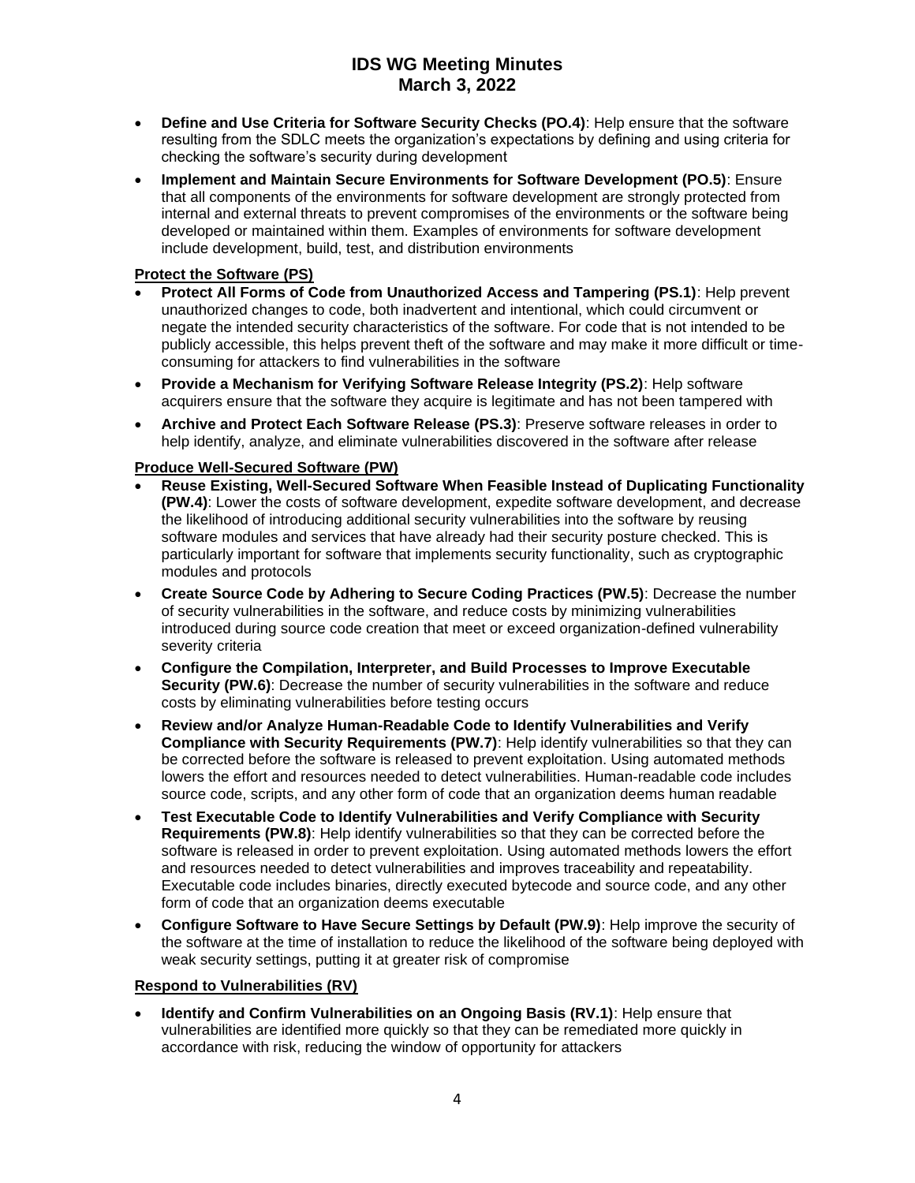- **Define and Use Criteria for Software Security Checks (PO.4)**: Help ensure that the software resulting from the SDLC meets the organization's expectations by defining and using criteria for checking the software's security during development
- **Implement and Maintain Secure Environments for Software Development (PO.5)**: Ensure that all components of the environments for software development are strongly protected from internal and external threats to prevent compromises of the environments or the software being developed or maintained within them. Examples of environments for software development include development, build, test, and distribution environments

**Protect the Software (PS)**

- **Protect All Forms of Code from Unauthorized Access and Tampering (PS.1)**: Help prevent unauthorized changes to code, both inadvertent and intentional, which could circumvent or negate the intended security characteristics of the software. For code that is not intended to be publicly accessible, this helps prevent theft of the software and may make it more difficult or time-consuming for attackers to find vulnerabilities in the software
- **Provide a Mechanism for Verifying Software Release Integrity (PS.2)**: Help software acquirers ensure that the software they acquire is legitimate and has not been tampered with
- **Archive and Protect Each Software Release (PS.3)**: Preserve software releases in order to help identify, analyze, and eliminate vulnerabilities discovered in the software after release

**Produce Well-Secured Software (PW)**

- **Reuse Existing, Well-Secured Software When Feasible Instead of Duplicating Functionality (PW.4)**: Lower the costs of software development, expedite software development, and decrease the likelihood of introducing additional security vulnerabilities into the software by reusing software modules and services that have already had their security posture checked. This is particularly important for software that implements security functionality, such as cryptographic modules and protocols
- **Create Source Code by Adhering to Secure Coding Practices (PW.5)**: Decrease the number of security vulnerabilities in the software, and reduce costs by minimizing vulnerabilities introduced during source code creation that meet or exceed organization-defined vulnerability severity criteria
- **Configure the Compilation, Interpreter, and Build Processes to Improve Executable Security (PW.6)**: Decrease the number of security vulnerabilities in the software and reduce costs by eliminating vulnerabilities before testing occurs
- **Review and/or Analyze Human-Readable Code to Identify Vulnerabilities and Verify Compliance with Security Requirements (PW.7)**: Help identify vulnerabilities so that they can be corrected before the software is released to prevent exploitation. Using automated methods lowers the effort and resources needed to detect vulnerabilities. Human-readable code includes source code, scripts, and any other form of code that an organization deems human readable
- **Test Executable Code to Identify Vulnerabilities and Verify Compliance with Security Requirements (PW.8)**: Help identify vulnerabilities so that they can be corrected before the software is released in order to prevent exploitation. Using automated methods lowers the effort and resources needed to detect vulnerabilities and improves traceability and repeatability. Executable code includes binaries, directly executed bytecode and source code, and any other form of code that an organization deems executable
- **Configure Software to Have Secure Settings by Default (PW.9)**: Help improve the security of the software at the time of installation to reduce the likelihood of the software being deployed with weak security settings, putting it at greater risk of compromise

**Respond to Vulnerabilities (RV)**

- **Identify and Confirm Vulnerabilities on an Ongoing Basis (RV.1)**: Help ensure that vulnerabilities are identified more quickly so that they can be remediated more quickly in accordance with risk, reducing the window of opportunity for attackers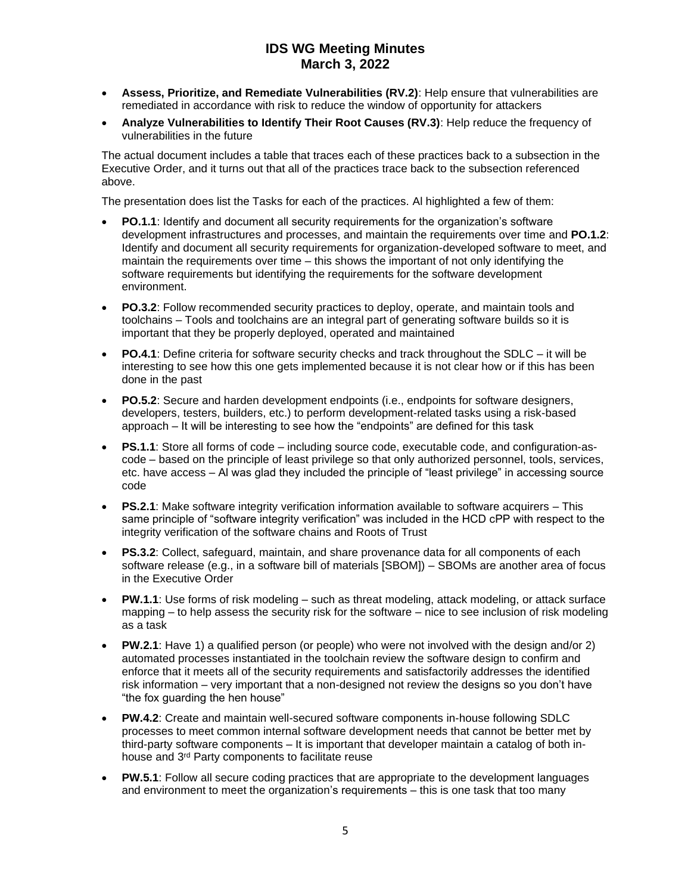- **Assess, Prioritize, and Remediate Vulnerabilities (RV.2)**: Help ensure that vulnerabilities are remediated in accordance with risk to reduce the window of opportunity for attackers
- **Analyze Vulnerabilities to Identify Their Root Causes (RV.3)**: Help reduce the frequency of vulnerabilities in the future

The actual document includes a table that traces each of these practices back to a subsection in the Executive Order, and it turns out that all of the practices trace back to the subsection referenced above.

The presentation does list the Tasks for each of the practices. Al highlighted a few of them:

- **PO.1.1**: Identify and document all security requirements for the organization's software development infrastructures and processes, and maintain the requirements over time and **PO.1.2**: Identify and document all security requirements for organization-developed software to meet, and maintain the requirements over time – this shows the important of not only identifying the software requirements but identifying the requirements for the software development environment.
- **PO.3.2**: Follow recommended security practices to deploy, operate, and maintain tools and toolchains – Tools and toolchains are an integral part of generating software builds so it is important that they be properly deployed, operated and maintained
- **PO.4.1**: Define criteria for software security checks and track throughout the SDLC – it will be interesting to see how this one gets implemented because it is not clear how or if this has been done in the past
- **PO.5.2**: Secure and harden development endpoints (i.e., endpoints for software designers, developers, testers, builders, etc.) to perform development-related tasks using a risk-based approach – It will be interesting to see how the "endpoints" are defined for this task
- **PS.1.1**: Store all forms of code – including source code, executable code, and configuration-as-code – based on the principle of least privilege so that only authorized personnel, tools, services, etc. have access – Al was glad they included the principle of "least privilege" in accessing source code
- **PS.2.1**: Make software integrity verification information available to software acquirers – This same principle of "software integrity verification" was included in the HCD cPP with respect to the integrity verification of the software chains and Roots of Trust
- **PS.3.2**: Collect, safeguard, maintain, and share provenance data for all components of each software release (e.g., in a software bill of materials [SBOM]) – SBOMs are another area of focus in the Executive Order
- **PW.1.1**: Use forms of risk modeling – such as threat modeling, attack modeling, or attack surface mapping – to help assess the security risk for the software – nice to see inclusion of risk modeling as a task
- **PW.2.1**: Have 1) a qualified person (or people) who were not involved with the design and/or 2) automated processes instantiated in the toolchain review the software design to confirm and enforce that it meets all of the security requirements and satisfactorily addresses the identified risk information – very important that a non-designed not review the designs so you don't have "the fox guarding the hen house"
- **PW.4.2**: Create and maintain well-secured software components in-house following SDLC processes to meet common internal software development needs that cannot be better met by third-party software components – It is important that developer maintain a catalog of both in-house and 3rd Party components to facilitate reuse
- **PW.5.1**: Follow all secure coding practices that are appropriate to the development languages and environment to meet the organization's requirements – this is one task that too many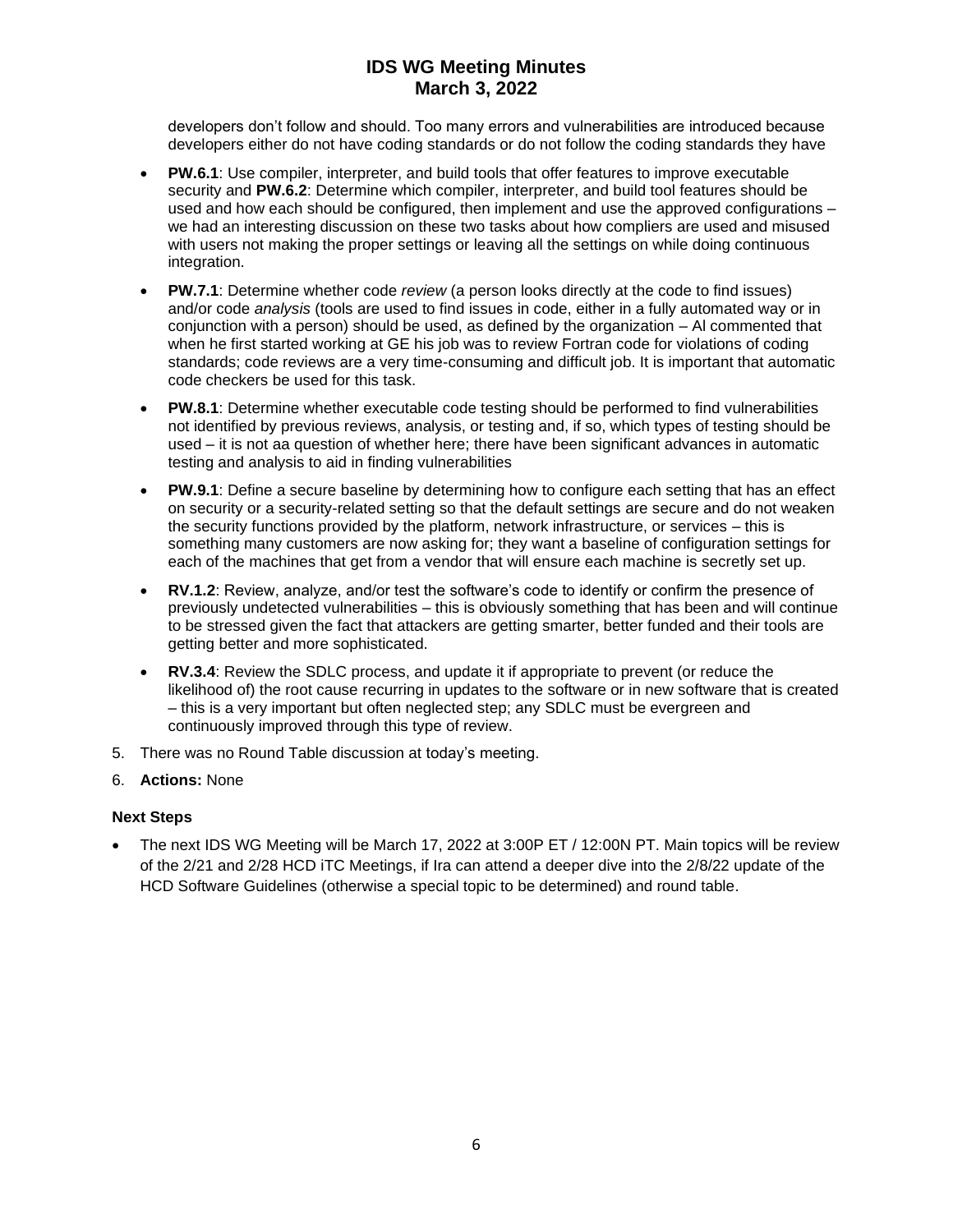developers don't follow and should. Too many errors and vulnerabilities are introduced because developers either do not have coding standards or do not follow the coding standards they have

- **PW.6.1**: Use compiler, interpreter, and build tools that offer features to improve executable security and **PW.6.2**: Determine which compiler, interpreter, and build tool features should be used and how each should be configured, then implement and use the approved configurations – we had an interesting discussion on these two tasks about how compliers are used and misused with users not making the proper settings or leaving all the settings on while doing continuous integration.
- **PW.7.1**: Determine whether code *review* (a person looks directly at the code to find issues) and/or code *analysis* (tools are used to find issues in code, either in a fully automated way or in conjunction with a person) should be used, as defined by the organization – Al commented that when he first started working at GE his job was to review Fortran code for violations of coding standards; code reviews are a very time-consuming and difficult job. It is important that automatic code checkers be used for this task.
- **PW.8.1**: Determine whether executable code testing should be performed to find vulnerabilities not identified by previous reviews, analysis, or testing and, if so, which types of testing should be used – it is not aa question of whether here; there have been significant advances in automatic testing and analysis to aid in finding vulnerabilities
- **PW.9.1**: Define a secure baseline by determining how to configure each setting that has an effect on security or a security-related setting so that the default settings are secure and do not weaken the security functions provided by the platform, network infrastructure, or services – this is something many customers are now asking for; they want a baseline of configuration settings for each of the machines that get from a vendor that will ensure each machine is secretly set up.
- **RV.1.2**: Review, analyze, and/or test the software's code to identify or confirm the presence of previously undetected vulnerabilities – this is obviously something that has been and will continue to be stressed given the fact that attackers are getting smarter, better funded and their tools are getting better and more sophisticated.
- **RV.3.4**: Review the SDLC process, and update it if appropriate to prevent (or reduce the likelihood of) the root cause recurring in updates to the software or in new software that is created – this is a very important but often neglected step; any SDLC must be evergreen and continuously improved through this type of review.

5. There was no Round Table discussion at today's meeting.
6. **Actions:** None

**Next Steps**

- The next IDS WG Meeting will be March 17, 2022 at 3:00P ET / 12:00N PT. Main topics will be review of the 2/21 and 2/28 HCD iTC Meetings, if Ira can attend a deeper dive into the 2/8/22 update of the HCD Software Guidelines (otherwise a special topic to be determined) and round table.